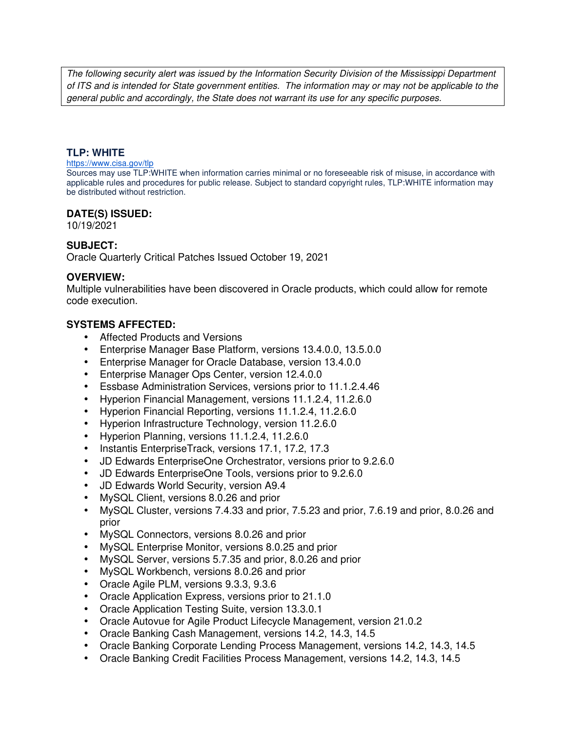*The following security alert was issued by the Information Security Division of the Mississippi Department of ITS and is intended for State government entities. The information may or may not be applicable to the general public and accordingly, the State does not warrant its use for any specific purposes.*

### TLP: WHITE

https://www.cisa.gov/tlp

Sources may use TLP:WHITE when information carries minimal or no foreseeable risk of misuse, in accordance with applicable rules and procedures for public release. Subject to standard copyright rules, TLP:WHITE information may be distributed without restriction.

### DATE(S) ISSUED:

10/19/2021

### SUBJECT:

Oracle Quarterly Critical Patches Issued October 19, 2021

### OVERVIEW:

Multiple vulnerabilities have been discovered in Oracle products, which could allow for remote code execution.

### SYSTEMS AFFECTED:

- Affected Products and Versions
- Enterprise Manager Base Platform, versions 13.4.0.0, 13.5.0.0
- Enterprise Manager for Oracle Database, version 13.4.0.0
- Enterprise Manager Ops Center, version 12.4.0.0
- Essbase Administration Services, versions prior to 11.1.2.4.46
- Hyperion Financial Management, versions 11.1.2.4, 11.2.6.0
- Hyperion Financial Reporting, versions 11.1.2.4, 11.2.6.0
- Hyperion Infrastructure Technology, version 11.2.6.0
- Hyperion Planning, versions 11.1.2.4, 11.2.6.0
- Instantis EnterpriseTrack, versions 17.1, 17.2, 17.3
- JD Edwards EnterpriseOne Orchestrator, versions prior to 9.2.6.0
- JD Edwards EnterpriseOne Tools, versions prior to 9.2.6.0
- JD Edwards World Security, version A9.4
- MySQL Client, versions 8.0.26 and prior
- MySQL Cluster, versions 7.4.33 and prior, 7.5.23 and prior, 7.6.19 and prior, 8.0.26 and prior
- MySQL Connectors, versions 8.0.26 and prior
- MySQL Enterprise Monitor, versions 8.0.25 and prior
- MySQL Server, versions 5.7.35 and prior, 8.0.26 and prior
- MySQL Workbench, versions 8.0.26 and prior
- Oracle Agile PLM, versions 9.3.3, 9.3.6
- Oracle Application Express, versions prior to 21.1.0
- Oracle Application Testing Suite, version 13.3.0.1
- Oracle Autovue for Agile Product Lifecycle Management, version 21.0.2
- Oracle Banking Cash Management, versions 14.2, 14.3, 14.5
- Oracle Banking Corporate Lending Process Management, versions 14.2, 14.3, 14.5
- Oracle Banking Credit Facilities Process Management, versions 14.2, 14.3, 14.5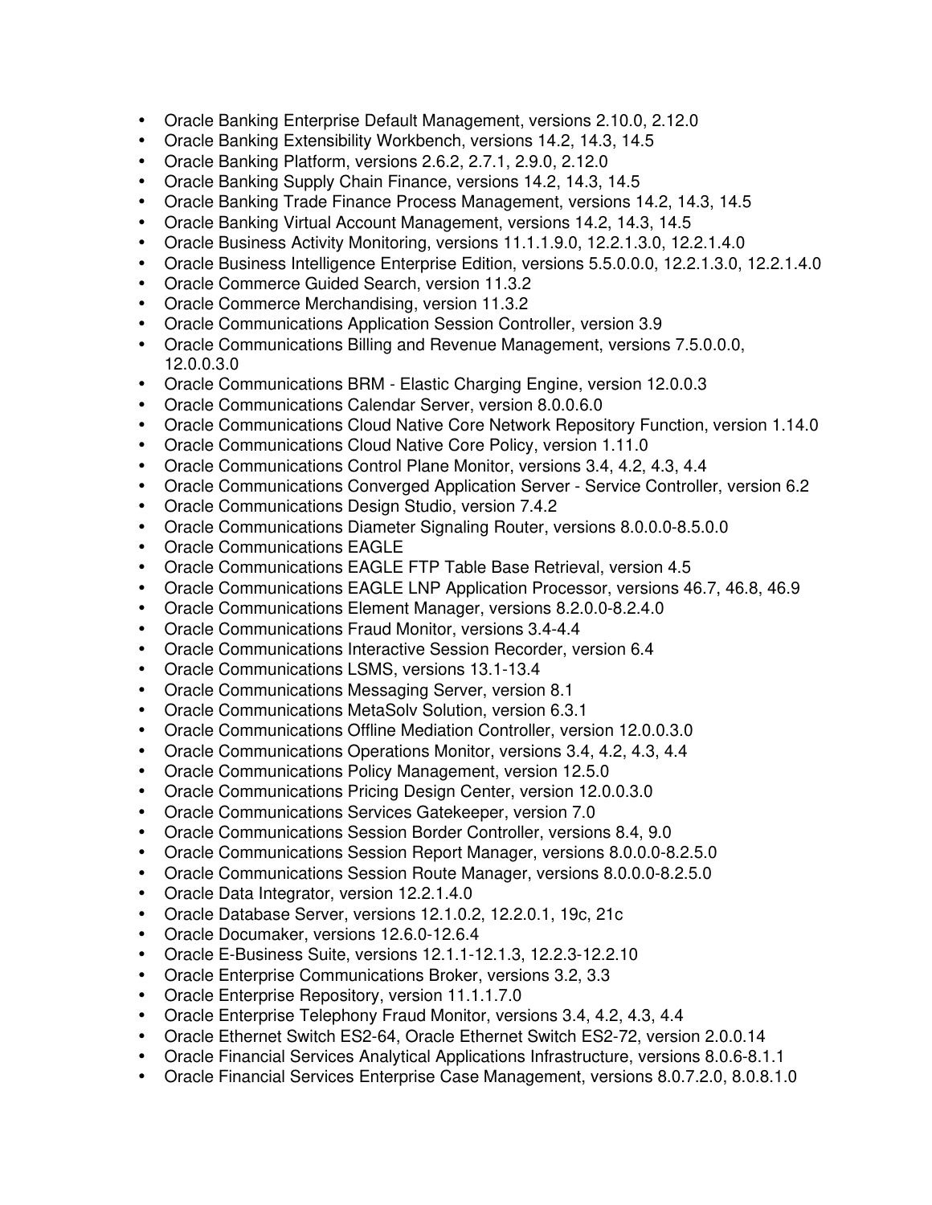- Oracle Banking Enterprise Default Management, versions 2.10.0, 2.12.0
- Oracle Banking Extensibility Workbench, versions 14.2, 14.3, 14.5
- Oracle Banking Platform, versions 2.6.2, 2.7.1, 2.9.0, 2.12.0
- Oracle Banking Supply Chain Finance, versions 14.2, 14.3, 14.5
- Oracle Banking Trade Finance Process Management, versions 14.2, 14.3, 14.5
- Oracle Banking Virtual Account Management, versions 14.2, 14.3, 14.5
- Oracle Business Activity Monitoring, versions 11.1.1.9.0, 12.2.1.3.0, 12.2.1.4.0
- Oracle Business Intelligence Enterprise Edition, versions 5.5.0.0.0, 12.2.1.3.0, 12.2.1.4.0
- Oracle Commerce Guided Search, version 11.3.2
- Oracle Commerce Merchandising, version 11.3.2
- Oracle Communications Application Session Controller, version 3.9
- Oracle Communications Billing and Revenue Management, versions 7.5.0.0.0, 12.0.0.3.0
- Oracle Communications BRM - Elastic Charging Engine, version 12.0.0.3
- Oracle Communications Calendar Server, version 8.0.0.6.0
- Oracle Communications Cloud Native Core Network Repository Function, version 1.14.0
- Oracle Communications Cloud Native Core Policy, version 1.11.0
- Oracle Communications Control Plane Monitor, versions 3.4, 4.2, 4.3, 4.4
- Oracle Communications Converged Application Server - Service Controller, version 6.2
- Oracle Communications Design Studio, version 7.4.2
- Oracle Communications Diameter Signaling Router, versions 8.0.0.0-8.5.0.0
- Oracle Communications EAGLE
- Oracle Communications EAGLE FTP Table Base Retrieval, version 4.5
- Oracle Communications EAGLE LNP Application Processor, versions 46.7, 46.8, 46.9
- Oracle Communications Element Manager, versions 8.2.0.0-8.2.4.0
- Oracle Communications Fraud Monitor, versions 3.4-4.4
- Oracle Communications Interactive Session Recorder, version 6.4
- Oracle Communications LSMS, versions 13.1-13.4
- Oracle Communications Messaging Server, version 8.1
- Oracle Communications MetaSolv Solution, version 6.3.1
- Oracle Communications Offline Mediation Controller, version 12.0.0.3.0
- Oracle Communications Operations Monitor, versions 3.4, 4.2, 4.3, 4.4
- Oracle Communications Policy Management, version 12.5.0
- Oracle Communications Pricing Design Center, version 12.0.0.3.0
- Oracle Communications Services Gatekeeper, version 7.0
- Oracle Communications Session Border Controller, versions 8.4, 9.0
- Oracle Communications Session Report Manager, versions 8.0.0.0-8.2.5.0
- Oracle Communications Session Route Manager, versions 8.0.0.0-8.2.5.0
- Oracle Data Integrator, version 12.2.1.4.0
- Oracle Database Server, versions 12.1.0.2, 12.2.0.1, 19c, 21c
- Oracle Documaker, versions 12.6.0-12.6.4
- Oracle E-Business Suite, versions 12.1.1-12.1.3, 12.2.3-12.2.10
- Oracle Enterprise Communications Broker, versions 3.2, 3.3
- Oracle Enterprise Repository, version 11.1.1.7.0
- Oracle Enterprise Telephony Fraud Monitor, versions 3.4, 4.2, 4.3, 4.4
- Oracle Ethernet Switch ES2-64, Oracle Ethernet Switch ES2-72, version 2.0.0.14
- Oracle Financial Services Analytical Applications Infrastructure, versions 8.0.6-8.1.1
- Oracle Financial Services Enterprise Case Management, versions 8.0.7.2.0, 8.0.8.1.0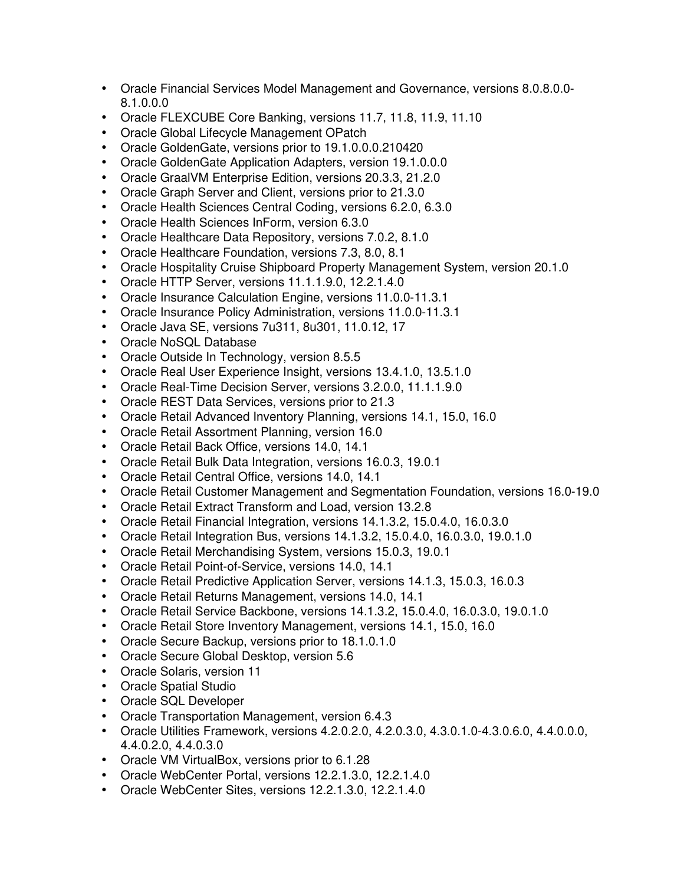- Oracle Financial Services Model Management and Governance, versions 8.0.8.0.0-8.1.0.0.0
- Oracle FLEXCUBE Core Banking, versions 11.7, 11.8, 11.9, 11.10
- Oracle Global Lifecycle Management OPatch
- Oracle GoldenGate, versions prior to 19.1.0.0.0.210420
- Oracle GoldenGate Application Adapters, version 19.1.0.0.0
- Oracle GraalVM Enterprise Edition, versions 20.3.3, 21.2.0
- Oracle Graph Server and Client, versions prior to 21.3.0
- Oracle Health Sciences Central Coding, versions 6.2.0, 6.3.0
- Oracle Health Sciences InForm, version 6.3.0
- Oracle Healthcare Data Repository, versions 7.0.2, 8.1.0
- Oracle Healthcare Foundation, versions 7.3, 8.0, 8.1
- Oracle Hospitality Cruise Shipboard Property Management System, version 20.1.0
- Oracle HTTP Server, versions 11.1.1.9.0, 12.2.1.4.0
- Oracle Insurance Calculation Engine, versions 11.0.0-11.3.1
- Oracle Insurance Policy Administration, versions 11.0.0-11.3.1
- Oracle Java SE, versions 7u311, 8u301, 11.0.12, 17
- Oracle NoSQL Database
- Oracle Outside In Technology, version 8.5.5
- Oracle Real User Experience Insight, versions 13.4.1.0, 13.5.1.0
- Oracle Real-Time Decision Server, versions 3.2.0.0, 11.1.1.9.0
- Oracle REST Data Services, versions prior to 21.3
- Oracle Retail Advanced Inventory Planning, versions 14.1, 15.0, 16.0
- Oracle Retail Assortment Planning, version 16.0
- Oracle Retail Back Office, versions 14.0, 14.1
- Oracle Retail Bulk Data Integration, versions 16.0.3, 19.0.1
- Oracle Retail Central Office, versions 14.0, 14.1
- Oracle Retail Customer Management and Segmentation Foundation, versions 16.0-19.0
- Oracle Retail Extract Transform and Load, version 13.2.8
- Oracle Retail Financial Integration, versions 14.1.3.2, 15.0.4.0, 16.0.3.0
- Oracle Retail Integration Bus, versions 14.1.3.2, 15.0.4.0, 16.0.3.0, 19.0.1.0
- Oracle Retail Merchandising System, versions 15.0.3, 19.0.1
- Oracle Retail Point-of-Service, versions 14.0, 14.1
- Oracle Retail Predictive Application Server, versions 14.1.3, 15.0.3, 16.0.3
- Oracle Retail Returns Management, versions 14.0, 14.1
- Oracle Retail Service Backbone, versions 14.1.3.2, 15.0.4.0, 16.0.3.0, 19.0.1.0
- Oracle Retail Store Inventory Management, versions 14.1, 15.0, 16.0
- Oracle Secure Backup, versions prior to 18.1.0.1.0
- Oracle Secure Global Desktop, version 5.6
- Oracle Solaris, version 11
- Oracle Spatial Studio
- Oracle SQL Developer
- Oracle Transportation Management, version 6.4.3
- Oracle Utilities Framework, versions 4.2.0.2.0, 4.2.0.3.0, 4.3.0.1.0-4.3.0.6.0, 4.4.0.0.0, 4.4.0.2.0, 4.4.0.3.0
- Oracle VM VirtualBox, versions prior to 6.1.28
- Oracle WebCenter Portal, versions 12.2.1.3.0, 12.2.1.4.0
- Oracle WebCenter Sites, versions 12.2.1.3.0, 12.2.1.4.0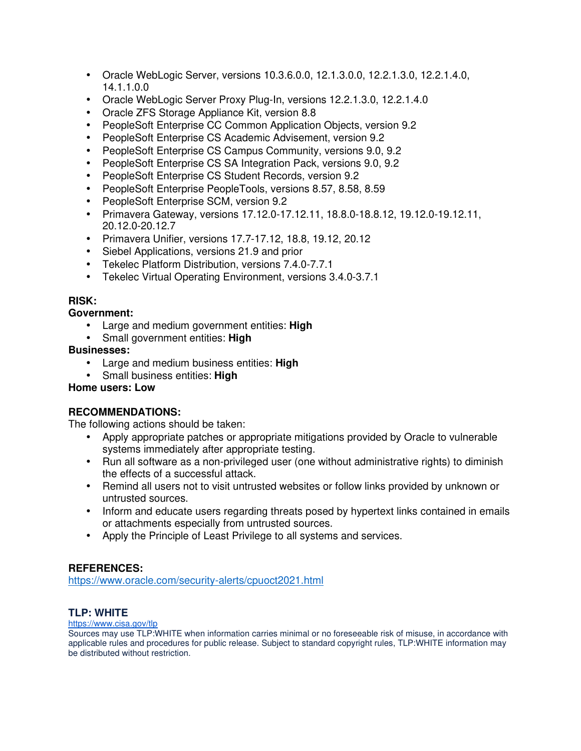- Oracle WebLogic Server, versions 10.3.6.0.0, 12.1.3.0.0, 12.2.1.3.0, 12.2.1.4.0, 14.1.1.0.0
- Oracle WebLogic Server Proxy Plug-In, versions 12.2.1.3.0, 12.2.1.4.0
- Oracle ZFS Storage Appliance Kit, version 8.8
- PeopleSoft Enterprise CC Common Application Objects, version 9.2
- PeopleSoft Enterprise CS Academic Advisement, version 9.2
- PeopleSoft Enterprise CS Campus Community, versions 9.0, 9.2
- PeopleSoft Enterprise CS SA Integration Pack, versions 9.0, 9.2
- PeopleSoft Enterprise CS Student Records, version 9.2
- PeopleSoft Enterprise PeopleTools, versions 8.57, 8.58, 8.59
- PeopleSoft Enterprise SCM, version 9.2
- Primavera Gateway, versions 17.12.0-17.12.11, 18.8.0-18.8.12, 19.12.0-19.12.11, 20.12.0-20.12.7
- Primavera Unifier, versions 17.7-17.12, 18.8, 19.12, 20.12
- Siebel Applications, versions 21.9 and prior
- Tekelec Platform Distribution, versions 7.4.0-7.7.1
- Tekelec Virtual Operating Environment, versions 3.4.0-3.7.1

**RISK:**

**Government:**

- Large and medium government entities: **High**
- Small government entities: **High**

**Businesses:**

- Large and medium business entities: **High**
- Small business entities: **High**

**Home users: Low**

**RECOMMENDATIONS:**

The following actions should be taken:

- Apply appropriate patches or appropriate mitigations provided by Oracle to vulnerable systems immediately after appropriate testing.
- Run all software as a non-privileged user (one without administrative rights) to diminish the effects of a successful attack.
- Remind all users not to visit untrusted websites or follow links provided by unknown or untrusted sources.
- Inform and educate users regarding threats posed by hypertext links contained in emails or attachments especially from untrusted sources.
- Apply the Principle of Least Privilege to all systems and services.

**REFERENCES:**

https://www.oracle.com/security-alerts/cpuoct2021.html

**TLP: WHITE**

https://www.cisa.gov/tlp

Sources may use TLP:WHITE when information carries minimal or no foreseeable risk of misuse, in accordance with applicable rules and procedures for public release. Subject to standard copyright rules, TLP:WHITE information may be distributed without restriction.